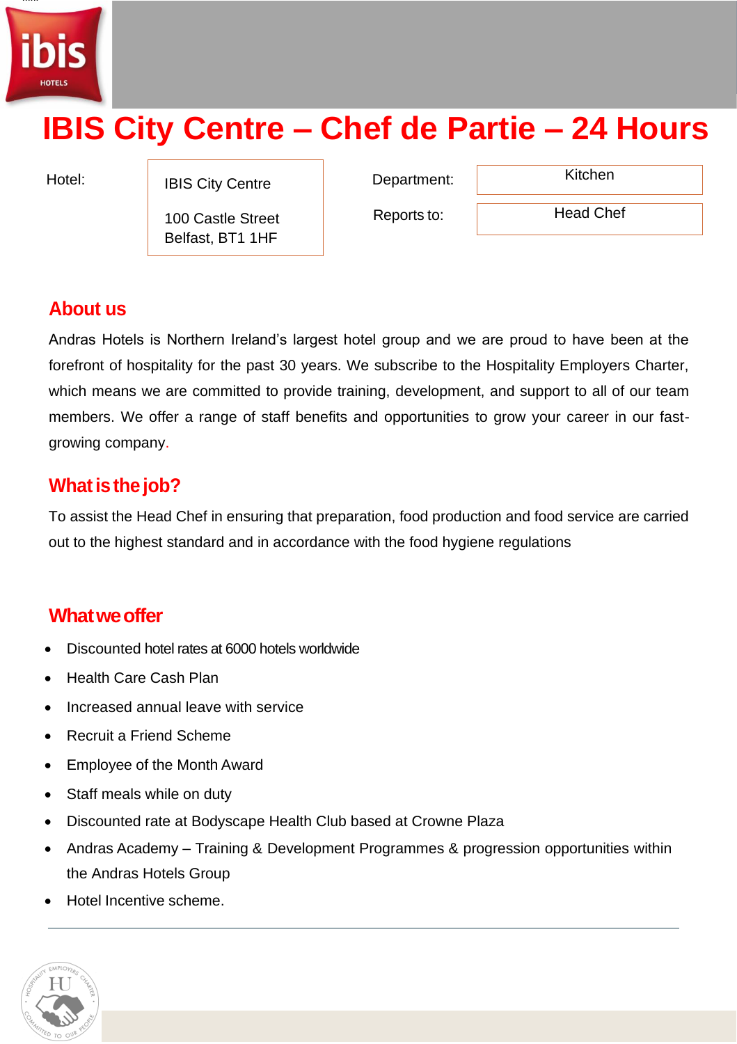# IBIS City Centre – Chef de Partie – 24 Hours

| Hotel: | IBIS City Centre<br><br>100 Castle Street<br>Belfast, BT1 1HF | Department: | Kitchen |
|---|---|---|---|
| | | Reports to: | Head Chef |

## About us

Andras Hotels is Northern Ireland's largest hotel group and we are proud to have been at the forefront of hospitality for the past 30 years. We subscribe to the Hospitality Employers Charter, which means we are committed to provide training, development, and support to all of our team members. We offer a range of staff benefits and opportunities to grow your career in our fast-growing company.

## What is the job?

To assist the Head Chef in ensuring that preparation, food production and food service are carried out to the highest standard and in accordance with the food hygiene regulations

## What we offer

- Discounted hotel rates at 6000 hotels worldwide
- Health Care Cash Plan
- Increased annual leave with service
- Recruit a Friend Scheme
- Employee of the Month Award
- Staff meals while on duty
- Discounted rate at Bodyscape Health Club based at Crowne Plaza
- Andras Academy – Training & Development Programmes & progression opportunities within the Andras Hotels Group
- Hotel Incentive scheme.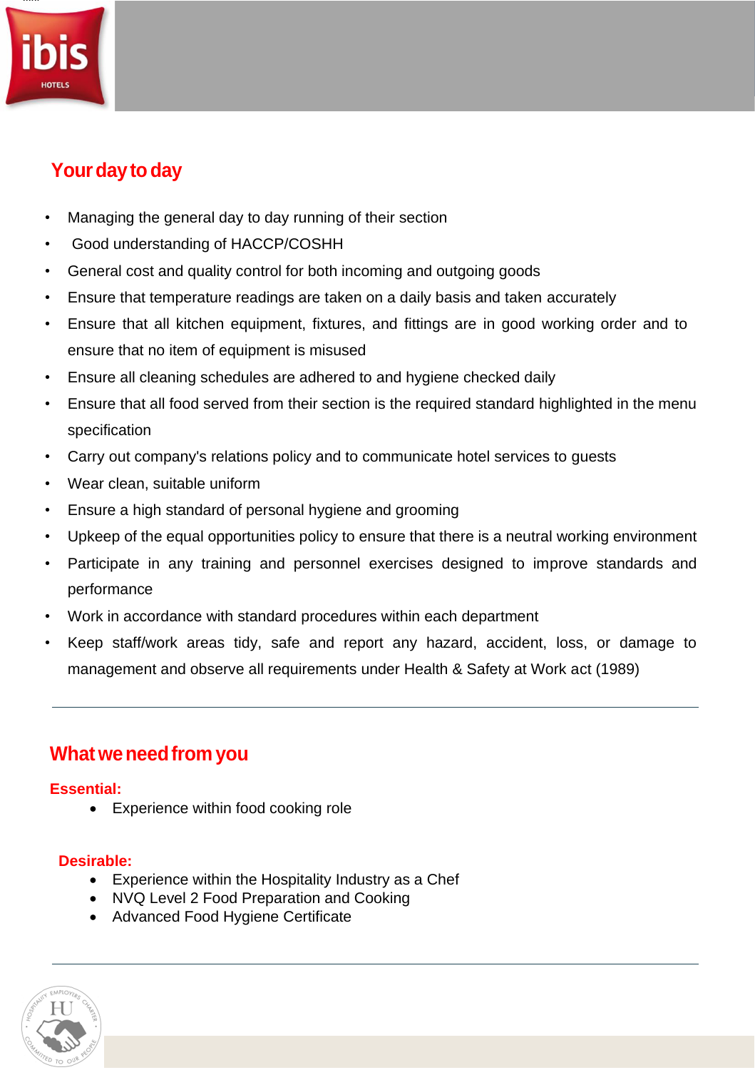## Your day to day

- Managing the general day to day running of their section
- Good understanding of HACCP/COSHH
- General cost and quality control for both incoming and outgoing goods
- Ensure that temperature readings are taken on a daily basis and taken accurately
- Ensure that all kitchen equipment, fixtures, and fittings are in good working order and to ensure that no item of equipment is misused
- Ensure all cleaning schedules are adhered to and hygiene checked daily
- Ensure that all food served from their section is the required standard highlighted in the menu specification
- Carry out company's relations policy and to communicate hotel services to guests
- Wear clean, suitable uniform
- Ensure a high standard of personal hygiene and grooming
- Upkeep of the equal opportunities policy to ensure that there is a neutral working environment
- Participate in any training and personnel exercises designed to improve standards and performance
- Work in accordance with standard procedures within each department
- Keep staff/work areas tidy, safe and report any hazard, accident, loss, or damage to management and observe all requirements under Health & Safety at Work act (1989)

---

## What we need from you

**Essential:**

- Experience within food cooking role

**Desirable:**

- Experience within the Hospitality Industry as a Chef
- NVQ Level 2 Food Preparation and Cooking
- Advanced Food Hygiene Certificate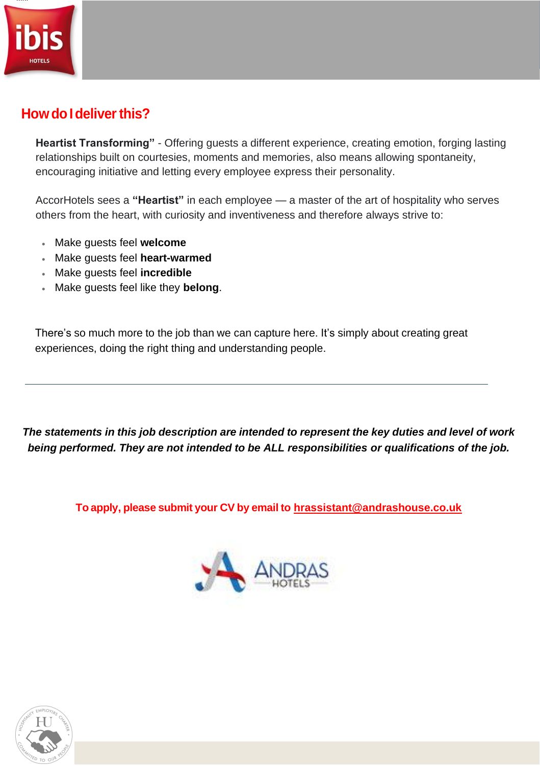## How do I deliver this?

**Heartist Transforming"** - Offering guests a different experience, creating emotion, forging lasting relationships built on courtesies, moments and memories, also means allowing spontaneity, encouraging initiative and letting every employee express their personality.

AccorHotels sees a **"Heartist"** in each employee — a master of the art of hospitality who serves others from the heart, with curiosity and inventiveness and therefore always strive to:

- Make guests feel **welcome**
- Make guests feel **heart-warmed**
- Make guests feel **incredible**
- Make guests feel like they **belong**.

There's so much more to the job than we can capture here. It's simply about creating great experiences, doing the right thing and understanding people.

---

***The statements in this job description are intended to represent the key duties and level of work being performed. They are not intended to be ALL responsibilities or qualifications of the job.***

**To apply, please submit your CV by email to hrassistant@andrashouse.co.uk**